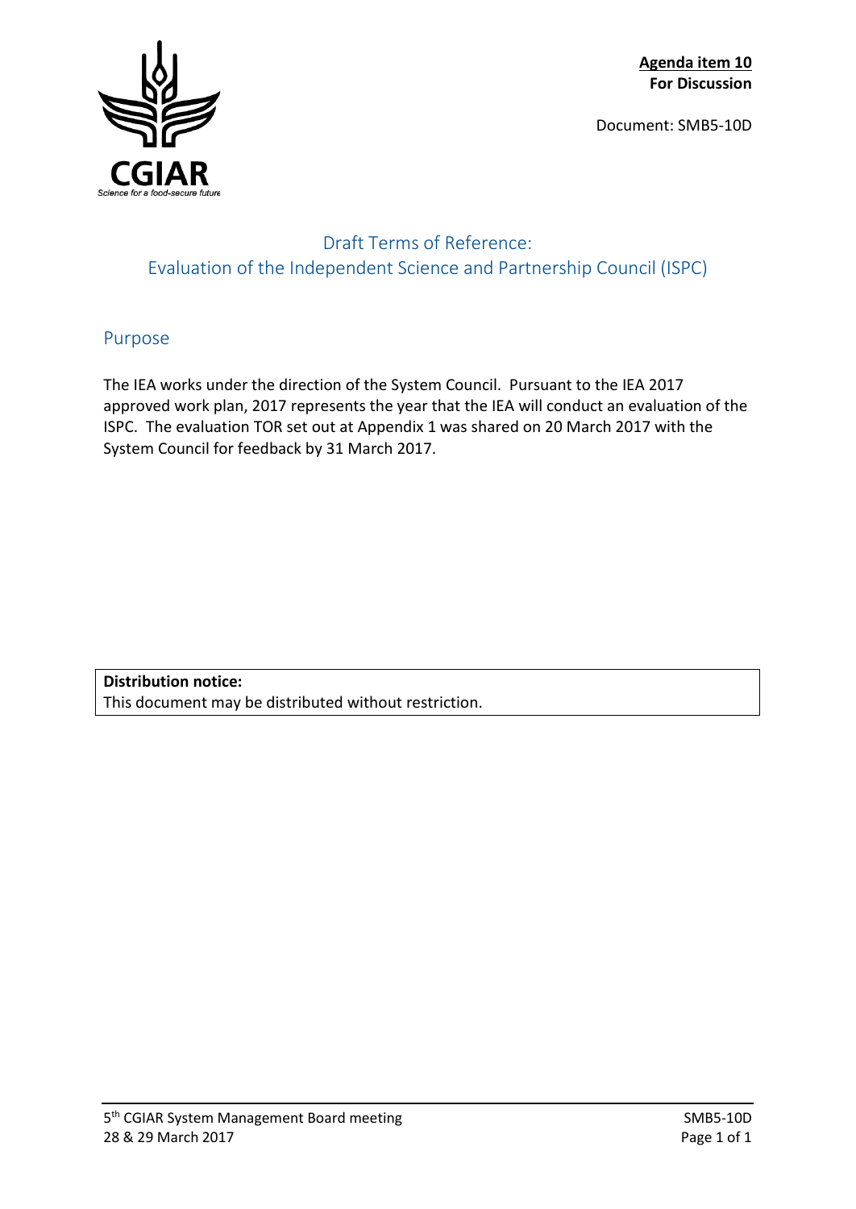**Agenda item 10**
**For Discussion**

Document: SMB5-10D

# Draft Terms of Reference: Evaluation of the Independent Science and Partnership Council (ISPC)

## Purpose

The IEA works under the direction of the System Council. Pursuant to the IEA 2017 approved work plan, 2017 represents the year that the IEA will conduct an evaluation of the ISPC. The evaluation TOR set out at Appendix 1 was shared on 20 March 2017 with the System Council for feedback by 31 March 2017.

| **Distribution notice:** |
| --- |
| This document may be distributed without restriction. |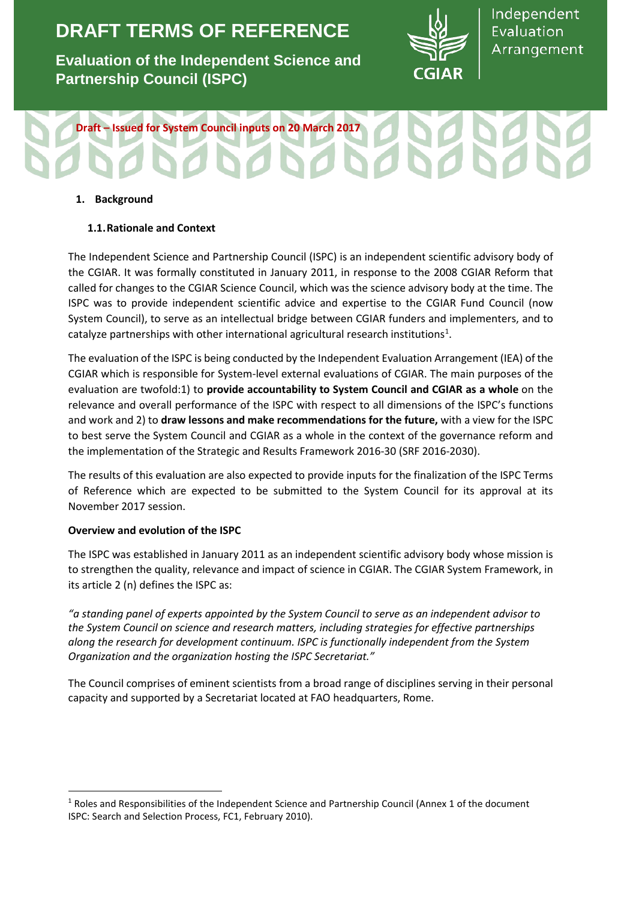# DRAFT TERMS OF REFERENCE

**Evaluation of the Independent Science and Partnership Council (ISPC)**

Independent Evaluation Arrangement

**Draft – Issued for System Council inputs on 20 March 2017**

## 1. Background

### 1.1. Rationale and Context

The Independent Science and Partnership Council (ISPC) is an independent scientific advisory body of the CGIAR. It was formally constituted in January 2011, in response to the 2008 CGIAR Reform that called for changes to the CGIAR Science Council, which was the science advisory body at the time. The ISPC was to provide independent scientific advice and expertise to the CGIAR Fund Council (now System Council), to serve as an intellectual bridge between CGIAR funders and implementers, and to catalyze partnerships with other international agricultural research institutions[1].

The evaluation of the ISPC is being conducted by the Independent Evaluation Arrangement (IEA) of the CGIAR which is responsible for System-level external evaluations of CGIAR. The main purposes of the evaluation are twofold:1) to **provide accountability to System Council and CGIAR as a whole** on the relevance and overall performance of the ISPC with respect to all dimensions of the ISPC's functions and work and 2) to **draw lessons and make recommendations for the future,** with a view for the ISPC to best serve the System Council and CGIAR as a whole in the context of the governance reform and the implementation of the Strategic and Results Framework 2016-30 (SRF 2016-2030).

The results of this evaluation are also expected to provide inputs for the finalization of the ISPC Terms of Reference which are expected to be submitted to the System Council for its approval at its November 2017 session.

**Overview and evolution of the ISPC**

The ISPC was established in January 2011 as an independent scientific advisory body whose mission is to strengthen the quality, relevance and impact of science in CGIAR. The CGIAR System Framework, in its article 2 (n) defines the ISPC as:

*"a standing panel of experts appointed by the System Council to serve as an independent advisor to the System Council on science and research matters, including strategies for effective partnerships along the research for development continuum. ISPC is functionally independent from the System Organization and the organization hosting the ISPC Secretariat."*

The Council comprises of eminent scientists from a broad range of disciplines serving in their personal capacity and supported by a Secretariat located at FAO headquarters, Rome.

[1] Roles and Responsibilities of the Independent Science and Partnership Council (Annex 1 of the document ISPC: Search and Selection Process, FC1, February 2010).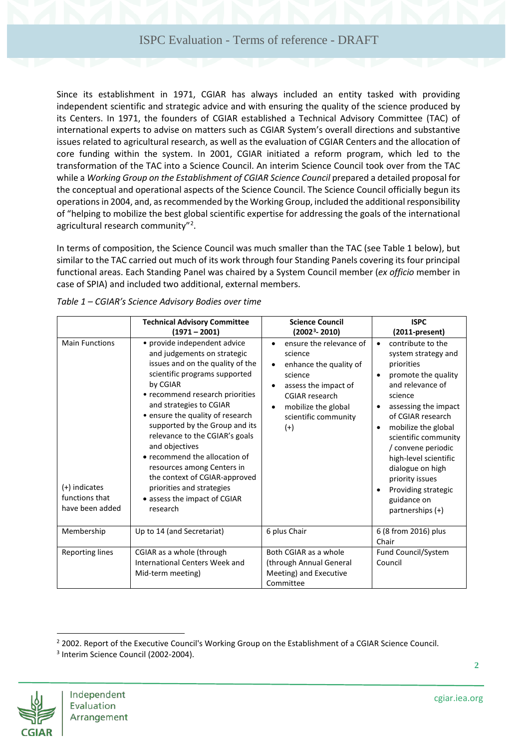Since its establishment in 1971, CGIAR has always included an entity tasked with providing independent scientific and strategic advice and with ensuring the quality of the science produced by its Centers. In 1971, the founders of CGIAR established a Technical Advisory Committee (TAC) of international experts to advise on matters such as CGIAR System's overall directions and substantive issues related to agricultural research, as well as the evaluation of CGIAR Centers and the allocation of core funding within the system. In 2001, CGIAR initiated a reform program, which led to the transformation of the TAC into a Science Council. An interim Science Council took over from the TAC while a *Working Group on the Establishment of CGIAR Science Council* prepared a detailed proposal for the conceptual and operational aspects of the Science Council. The Science Council officially begun its operations in 2004, and, as recommended by the Working Group, included the additional responsibility of "helping to mobilize the best global scientific expertise for addressing the goals of the international agricultural research community"[2].

In terms of composition, the Science Council was much smaller than the TAC (see Table 1 below), but similar to the TAC carried out much of its work through four Standing Panels covering its four principal functional areas. Each Standing Panel was chaired by a System Council member (*ex officio* member in case of SPIA) and included two additional, external members.

*Table 1 – CGIAR's Science Advisory Bodies over time*

| | **Technical Advisory Committee (1971 – 2001)** | **Science Council (2002[3]- 2010)** | **ISPC (2011-present)** |
|---|---|---|---|
| Main Functions<br><br>(+) indicates functions that have been added | • provide independent advice and judgements on strategic issues and on the quality of the scientific programs supported by CGIAR<br>• recommend research priorities and strategies to CGIAR<br>• ensure the quality of research supported by the Group and its relevance to the CGIAR's goals and objectives<br>• recommend the allocation of resources among Centers in the context of CGIAR-approved priorities and strategies<br>• assess the impact of CGIAR research | • ensure the relevance of science<br>• enhance the quality of science<br>• assess the impact of CGIAR research<br>• mobilize the global scientific community (+) | • contribute to the system strategy and priorities<br>• promote the quality and relevance of science<br>• assessing the impact of CGIAR research<br>• mobilize the global scientific community / convene periodic high-level scientific dialogue on high priority issues<br>• Providing strategic guidance on partnerships (+) |
| Membership | Up to 14 (and Secretariat) | 6 plus Chair | 6 (8 from 2016) plus Chair |
| Reporting lines | CGIAR as a whole (through International Centers Week and Mid-term meeting) | Both CGIAR as a whole (through Annual General Meeting) and Executive Committee | Fund Council/System Council |

[2] 2002. Report of the Executive Council's Working Group on the Establishment of a CGIAR Science Council.

[3] Interim Science Council (2002-2004).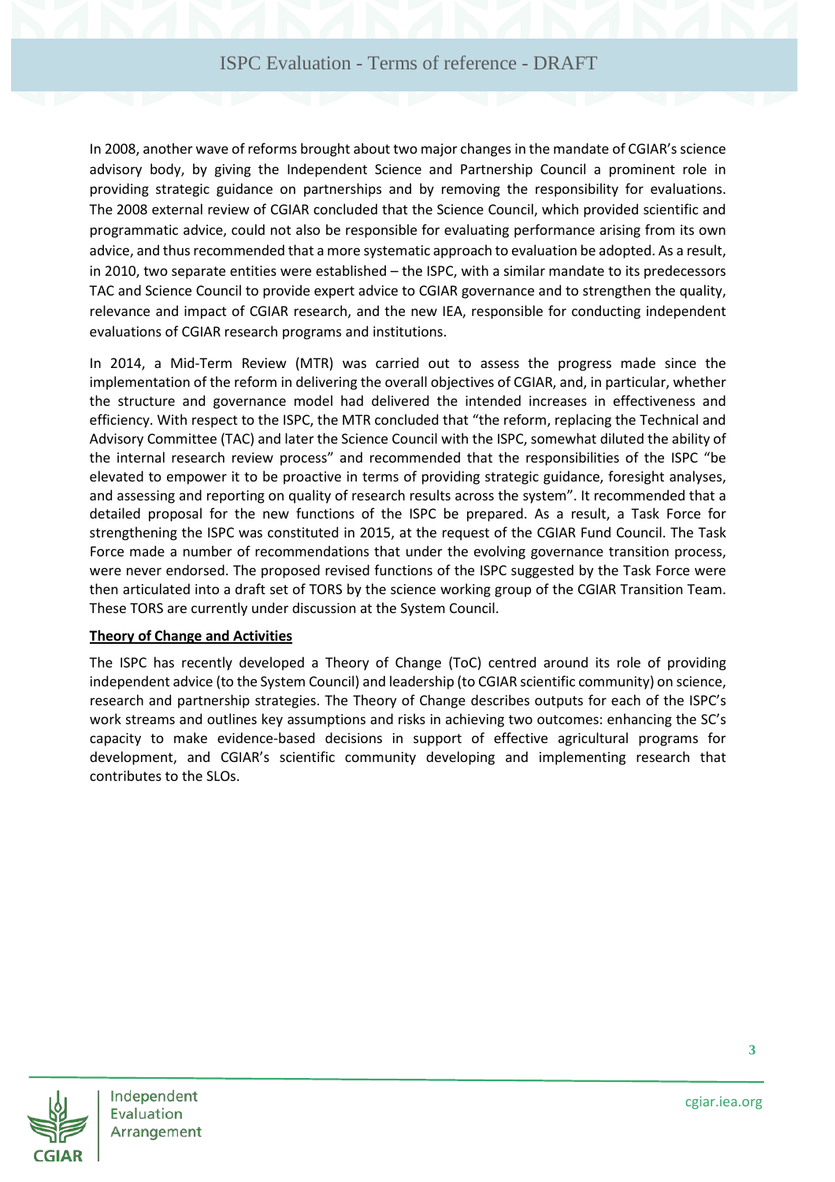In 2008, another wave of reforms brought about two major changes in the mandate of CGIAR's science advisory body, by giving the Independent Science and Partnership Council a prominent role in providing strategic guidance on partnerships and by removing the responsibility for evaluations. The 2008 external review of CGIAR concluded that the Science Council, which provided scientific and programmatic advice, could not also be responsible for evaluating performance arising from its own advice, and thus recommended that a more systematic approach to evaluation be adopted. As a result, in 2010, two separate entities were established – the ISPC, with a similar mandate to its predecessors TAC and Science Council to provide expert advice to CGIAR governance and to strengthen the quality, relevance and impact of CGIAR research, and the new IEA, responsible for conducting independent evaluations of CGIAR research programs and institutions.

In 2014, a Mid-Term Review (MTR) was carried out to assess the progress made since the implementation of the reform in delivering the overall objectives of CGIAR, and, in particular, whether the structure and governance model had delivered the intended increases in effectiveness and efficiency. With respect to the ISPC, the MTR concluded that "the reform, replacing the Technical and Advisory Committee (TAC) and later the Science Council with the ISPC, somewhat diluted the ability of the internal research review process" and recommended that the responsibilities of the ISPC "be elevated to empower it to be proactive in terms of providing strategic guidance, foresight analyses, and assessing and reporting on quality of research results across the system". It recommended that a detailed proposal for the new functions of the ISPC be prepared. As a result, a Task Force for strengthening the ISPC was constituted in 2015, at the request of the CGIAR Fund Council. The Task Force made a number of recommendations that under the evolving governance transition process, were never endorsed. The proposed revised functions of the ISPC suggested by the Task Force were then articulated into a draft set of TORS by the science working group of the CGIAR Transition Team. These TORS are currently under discussion at the System Council.

**Theory of Change and Activities**

The ISPC has recently developed a Theory of Change (ToC) centred around its role of providing independent advice (to the System Council) and leadership (to CGIAR scientific community) on science, research and partnership strategies. The Theory of Change describes outputs for each of the ISPC's work streams and outlines key assumptions and risks in achieving two outcomes: enhancing the SC's capacity to make evidence-based decisions in support of effective agricultural programs for development, and CGIAR's scientific community developing and implementing research that contributes to the SLOs.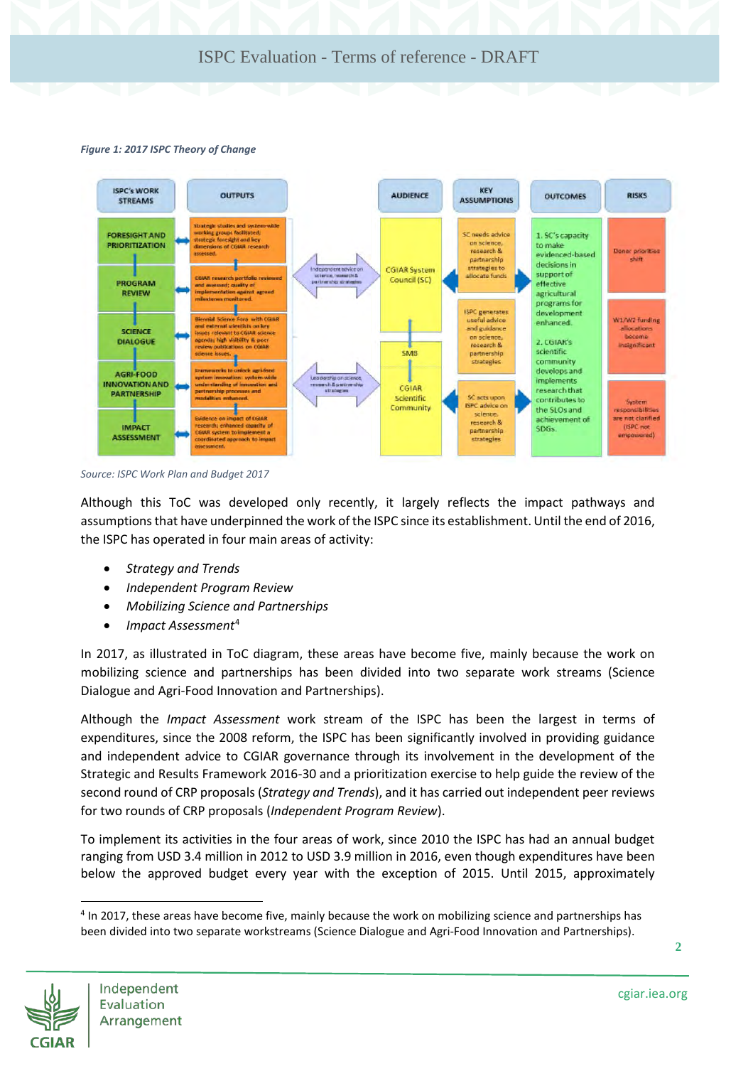*Figure 1: 2017 ISPC Theory of Change*

| ISPC's WORK STREAMS | OUTPUTS | | AUDIENCE | KEY ASSUMPTIONS | OUTCOMES | RISKS |
|---|---|---|---|---|---|---|
| FORESIGHT AND PRIORITIZATION | Strategic studies and system-wide working groups facilitated; strategic foresight and key dimensions of CGIAR research assessed. | Independent advice on science, research & partnership strategies | CGIAR System Council (SC) | SC needs advice on science, research & partnership strategies to allocate funds | 1. SC's capacity to make evidenced-based decisions in support of effective agricultural programs for development enhanced. | Donor priorities shift |
| PROGRAM REVIEW | CGIAR research portfolio reviewed and assessed; quality of implementation against agreed milestones monitored. | | | | | |
| SCIENCE DIALOGUE | Biennial Science Fora with CGIAR and external scientists on key issues relevant to CGIAR science agenda; high visibility & peer review publications on CGIAR science issues. | | SMB | ISPC generates useful advice and guidance on science, research, partnership strategies | 2. CGIAR's scientific community develops and implements research that contributes to the SLOs and achievement of SDGs. | W1/W2 funding allocations become insignificant |
| AGRI-FOOD INNOVATION AND PARTNERSHIP | Frameworks to unlock agri-food system innovation; system-wide understanding of innovation and partnership processes and modalities enhanced. | Leadership on science, research & partnership strategies | CGIAR Scientific Community | SC acts upon ISPC advice on science, research & partnership strategies | | System responsibilities are not clarified (ISPC not empowered) |
| IMPACT ASSESSMENT | Evidence on impact of CGIAR research; enhanced capacity of CGIAR system to implement a coordinated approach to impact assessment. | | | | | |

Source: ISPC Work Plan and Budget 2017

Although this ToC was developed only recently, it largely reflects the impact pathways and assumptions that have underpinned the work of the ISPC since its establishment. Until the end of 2016, the ISPC has operated in four main areas of activity:

- *Strategy and Trends*
- *Independent Program Review*
- *Mobilizing Science and Partnerships*
- *Impact Assessment*[4]

In 2017, as illustrated in ToC diagram, these areas have become five, mainly because the work on mobilizing science and partnerships has been divided into two separate work streams (Science Dialogue and Agri-Food Innovation and Partnerships).

Although the *Impact Assessment* work stream of the ISPC has been the largest in terms of expenditures, since the 2008 reform, the ISPC has been significantly involved in providing guidance and independent advice to CGIAR governance through its involvement in the development of the Strategic and Results Framework 2016-30 and a prioritization exercise to help guide the review of the second round of CRP proposals (*Strategy and Trends*), and it has carried out independent peer reviews for two rounds of CRP proposals (*Independent Program Review*).

To implement its activities in the four areas of work, since 2010 the ISPC has had an annual budget ranging from USD 3.4 million in 2012 to USD 3.9 million in 2016, even though expenditures have been below the approved budget every year with the exception of 2015. Until 2015, approximately

---

[4] In 2017, these areas have become five, mainly because the work on mobilizing science and partnerships has been divided into two separate workstreams (Science Dialogue and Agri-Food Innovation and Partnerships).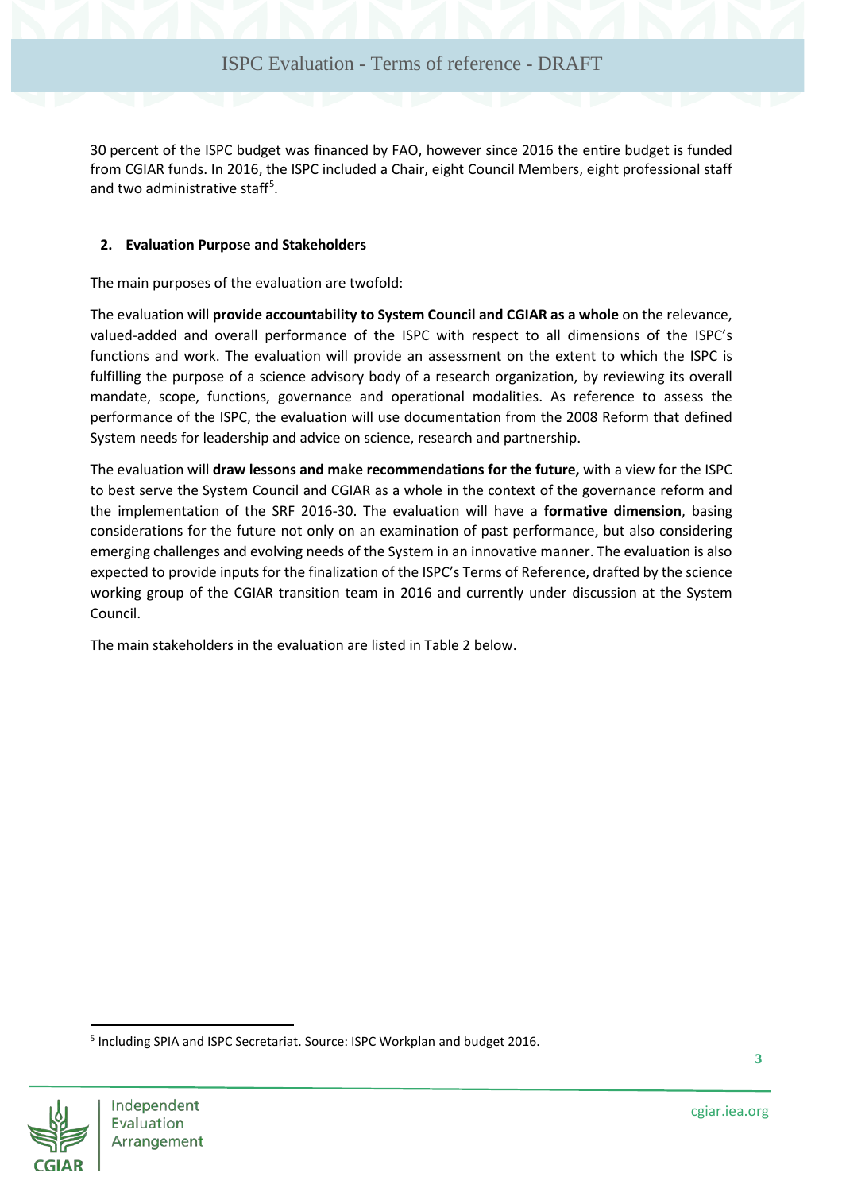30 percent of the ISPC budget was financed by FAO, however since 2016 the entire budget is funded from CGIAR funds. In 2016, the ISPC included a Chair, eight Council Members, eight professional staff and two administrative staff[5].

## 2. Evaluation Purpose and Stakeholders

The main purposes of the evaluation are twofold:

The evaluation will **provide accountability to System Council and CGIAR as a whole** on the relevance, valued-added and overall performance of the ISPC with respect to all dimensions of the ISPC's functions and work. The evaluation will provide an assessment on the extent to which the ISPC is fulfilling the purpose of a science advisory body of a research organization, by reviewing its overall mandate, scope, functions, governance and operational modalities. As reference to assess the performance of the ISPC, the evaluation will use documentation from the 2008 Reform that defined System needs for leadership and advice on science, research and partnership.

The evaluation will **draw lessons and make recommendations for the future,** with a view for the ISPC to best serve the System Council and CGIAR as a whole in the context of the governance reform and the implementation of the SRF 2016-30. The evaluation will have a **formative dimension**, basing considerations for the future not only on an examination of past performance, but also considering emerging challenges and evolving needs of the System in an innovative manner. The evaluation is also expected to provide inputs for the finalization of the ISPC's Terms of Reference, drafted by the science working group of the CGIAR transition team in 2016 and currently under discussion at the System Council.

The main stakeholders in the evaluation are listed in Table 2 below.

[5] Including SPIA and ISPC Secretariat. Source: ISPC Workplan and budget 2016.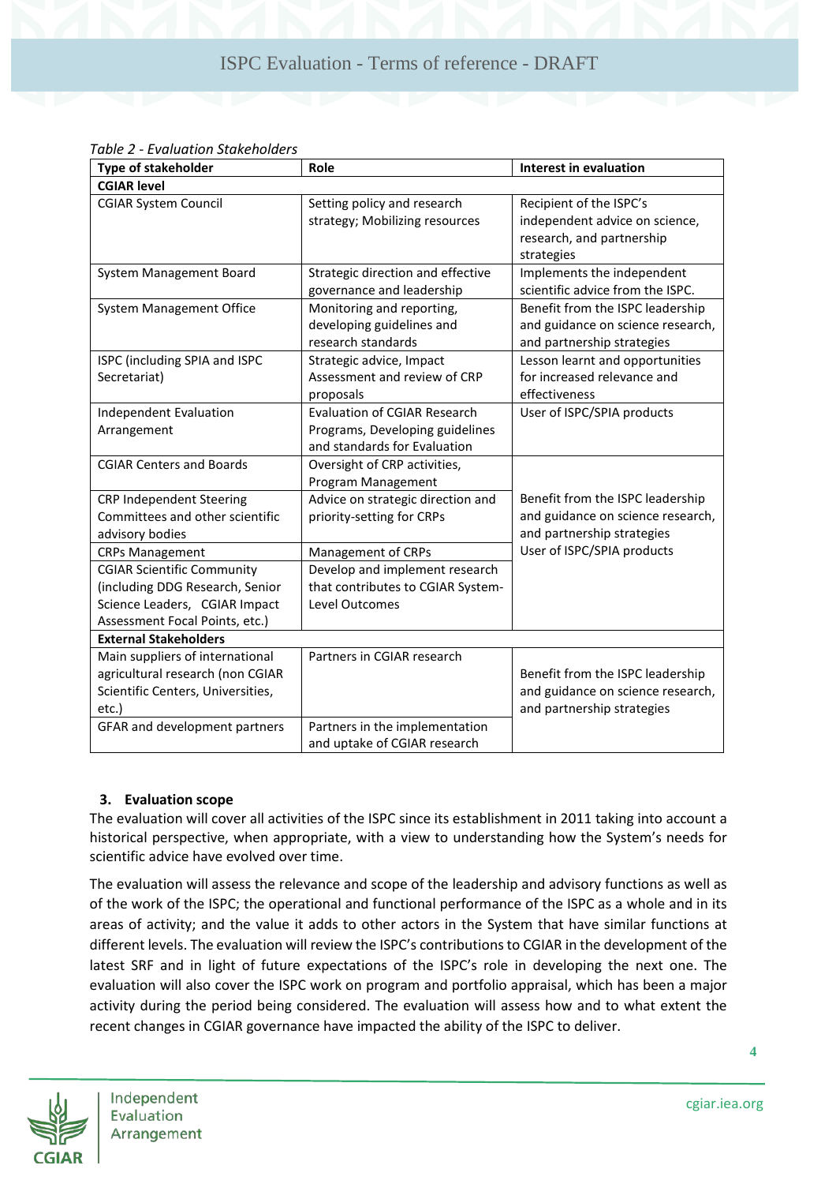*Table 2 - Evaluation Stakeholders*

| Type of stakeholder | Role | Interest in evaluation |
|---|---|---|
| **CGIAR level** | | |
| CGIAR System Council | Setting policy and research strategy; Mobilizing resources | Recipient of the ISPC's independent advice on science, research, and partnership strategies |
| System Management Board | Strategic direction and effective governance and leadership | Implements the independent scientific advice from the ISPC. |
| System Management Office | Monitoring and reporting, developing guidelines and research standards | Benefit from the ISPC leadership and guidance on science research, and partnership strategies |
| ISPC (including SPIA and ISPC Secretariat) | Strategic advice, Impact Assessment and review of CRP proposals | Lesson learnt and opportunities for increased relevance and effectiveness |
| Independent Evaluation Arrangement | Evaluation of CGIAR Research Programs, Developing guidelines and standards for Evaluation | User of ISPC/SPIA products |
| CGIAR Centers and Boards | Oversight of CRP activities, Program Management | Benefit from the ISPC leadership and guidance on science research, and partnership strategies<br>User of ISPC/SPIA products |
| CRP Independent Steering Committees and other scientific advisory bodies | Advice on strategic direction and priority-setting for CRPs | |
| CRPs Management | Management of CRPs | |
| CGIAR Scientific Community (including DDG Research, Senior Science Leaders, CGIAR Impact Assessment Focal Points, etc.) | Develop and implement research that contributes to CGIAR System-Level Outcomes | |
| **External Stakeholders** | | |
| Main suppliers of international agricultural research (non CGIAR Scientific Centers, Universities, etc.) | Partners in CGIAR research | Benefit from the ISPC leadership and guidance on science research, and partnership strategies |
| GFAR and development partners | Partners in the implementation and uptake of CGIAR research | |

### 3. Evaluation scope

The evaluation will cover all activities of the ISPC since its establishment in 2011 taking into account a historical perspective, when appropriate, with a view to understanding how the System's needs for scientific advice have evolved over time.

The evaluation will assess the relevance and scope of the leadership and advisory functions as well as of the work of the ISPC; the operational and functional performance of the ISPC as a whole and in its areas of activity; and the value it adds to other actors in the System that have similar functions at different levels. The evaluation will review the ISPC's contributions to CGIAR in the development of the latest SRF and in light of future expectations of the ISPC's role in developing the next one. The evaluation will also cover the ISPC work on program and portfolio appraisal, which has been a major activity during the period being considered. The evaluation will assess how and to what extent the recent changes in CGIAR governance have impacted the ability of the ISPC to deliver.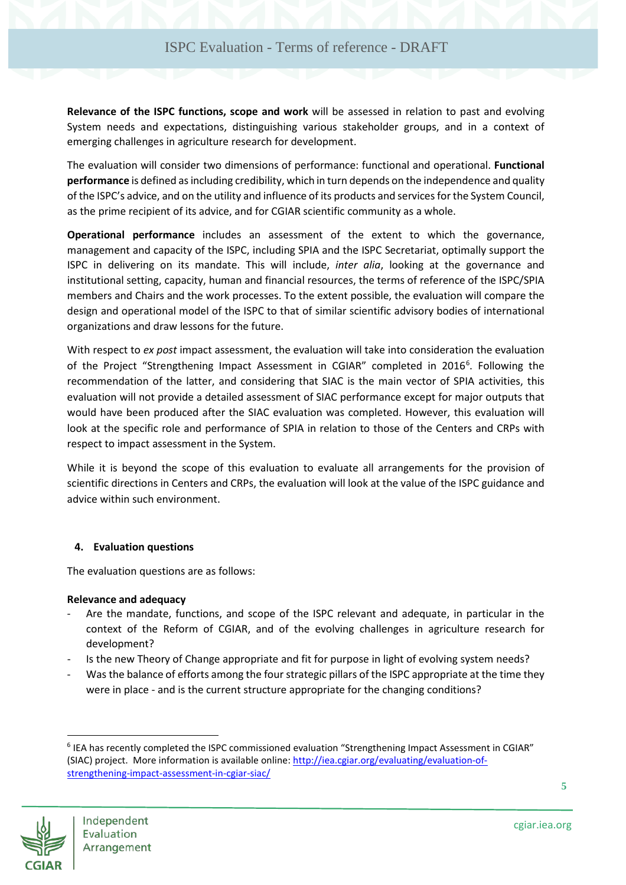**Relevance of the ISPC functions, scope and work** will be assessed in relation to past and evolving System needs and expectations, distinguishing various stakeholder groups, and in a context of emerging challenges in agriculture research for development.

The evaluation will consider two dimensions of performance: functional and operational. **Functional performance** is defined as including credibility, which in turn depends on the independence and quality of the ISPC's advice, and on the utility and influence of its products and services for the System Council, as the prime recipient of its advice, and for CGIAR scientific community as a whole.

**Operational performance** includes an assessment of the extent to which the governance, management and capacity of the ISPC, including SPIA and the ISPC Secretariat, optimally support the ISPC in delivering on its mandate. This will include, *inter alia*, looking at the governance and institutional setting, capacity, human and financial resources, the terms of reference of the ISPC/SPIA members and Chairs and the work processes. To the extent possible, the evaluation will compare the design and operational model of the ISPC to that of similar scientific advisory bodies of international organizations and draw lessons for the future.

With respect to *ex post* impact assessment, the evaluation will take into consideration the evaluation of the Project "Strengthening Impact Assessment in CGIAR" completed in 2016[6]. Following the recommendation of the latter, and considering that SIAC is the main vector of SPIA activities, this evaluation will not provide a detailed assessment of SIAC performance except for major outputs that would have been produced after the SIAC evaluation was completed. However, this evaluation will look at the specific role and performance of SPIA in relation to those of the Centers and CRPs with respect to impact assessment in the System.

While it is beyond the scope of this evaluation to evaluate all arrangements for the provision of scientific directions in Centers and CRPs, the evaluation will look at the value of the ISPC guidance and advice within such environment.

## 4. Evaluation questions

The evaluation questions are as follows:

**Relevance and adequacy**

- Are the mandate, functions, and scope of the ISPC relevant and adequate, in particular in the context of the Reform of CGIAR, and of the evolving challenges in agriculture research for development?
- Is the new Theory of Change appropriate and fit for purpose in light of evolving system needs?
- Was the balance of efforts among the four strategic pillars of the ISPC appropriate at the time they were in place - and is the current structure appropriate for the changing conditions?

[6] IEA has recently completed the ISPC commissioned evaluation "Strengthening Impact Assessment in CGIAR" (SIAC) project. More information is available online: http://iea.cgiar.org/evaluating/evaluation-of-strengthening-impact-assessment-in-cgiar-siac/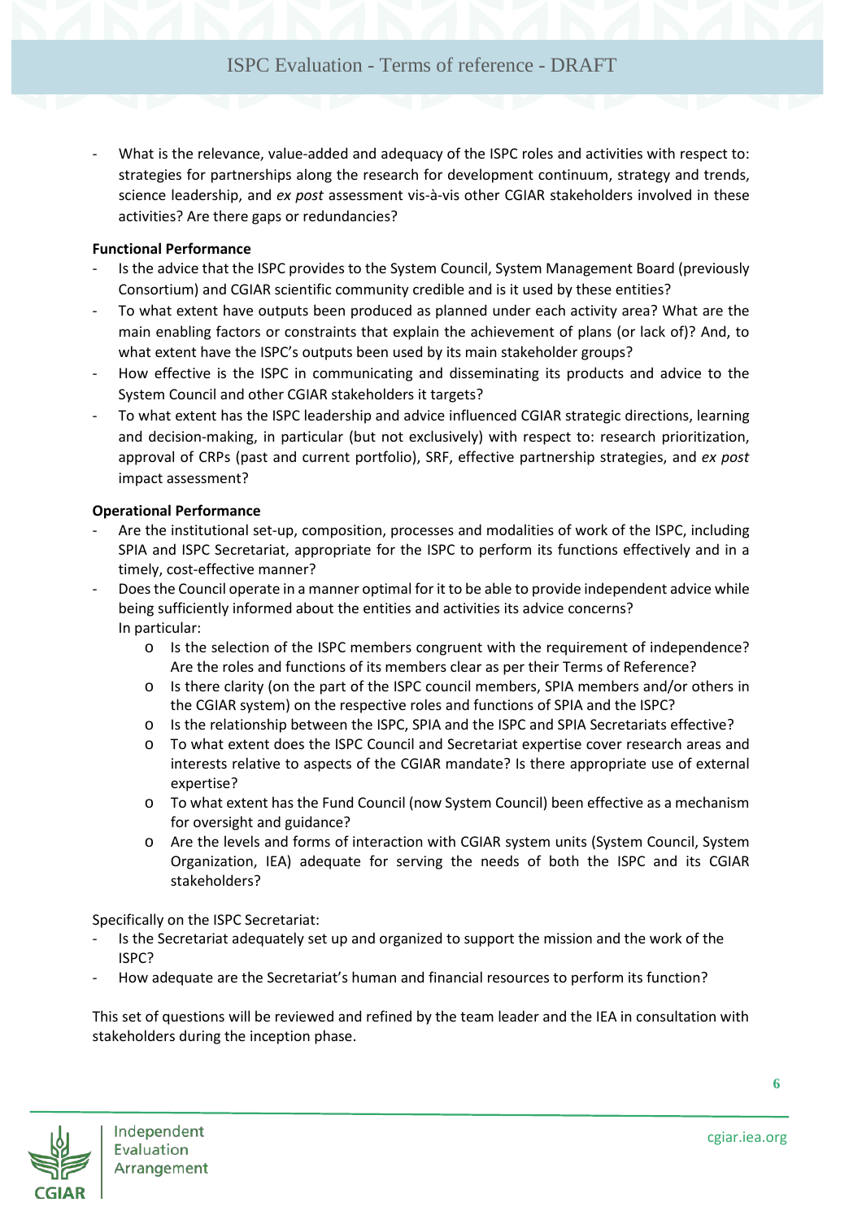- What is the relevance, value-added and adequacy of the ISPC roles and activities with respect to: strategies for partnerships along the research for development continuum, strategy and trends, science leadership, and *ex post* assessment vis-à-vis other CGIAR stakeholders involved in these activities? Are there gaps or redundancies?

**Functional Performance**

- Is the advice that the ISPC provides to the System Council, System Management Board (previously Consortium) and CGIAR scientific community credible and is it used by these entities?
- To what extent have outputs been produced as planned under each activity area? What are the main enabling factors or constraints that explain the achievement of plans (or lack of)? And, to what extent have the ISPC's outputs been used by its main stakeholder groups?
- How effective is the ISPC in communicating and disseminating its products and advice to the System Council and other CGIAR stakeholders it targets?
- To what extent has the ISPC leadership and advice influenced CGIAR strategic directions, learning and decision-making, in particular (but not exclusively) with respect to: research prioritization, approval of CRPs (past and current portfolio), SRF, effective partnership strategies, and *ex post* impact assessment?

**Operational Performance**

- Are the institutional set-up, composition, processes and modalities of work of the ISPC, including SPIA and ISPC Secretariat, appropriate for the ISPC to perform its functions effectively and in a timely, cost-effective manner?
- Does the Council operate in a manner optimal for it to be able to provide independent advice while being sufficiently informed about the entities and activities its advice concerns?
  In particular:
  - Is the selection of the ISPC members congruent with the requirement of independence? Are the roles and functions of its members clear as per their Terms of Reference?
  - Is there clarity (on the part of the ISPC council members, SPIA members and/or others in the CGIAR system) on the respective roles and functions of SPIA and the ISPC?
  - Is the relationship between the ISPC, SPIA and the ISPC and SPIA Secretariats effective?
  - To what extent does the ISPC Council and Secretariat expertise cover research areas and interests relative to aspects of the CGIAR mandate? Is there appropriate use of external expertise?
  - To what extent has the Fund Council (now System Council) been effective as a mechanism for oversight and guidance?
  - Are the levels and forms of interaction with CGIAR system units (System Council, System Organization, IEA) adequate for serving the needs of both the ISPC and its CGIAR stakeholders?

Specifically on the ISPC Secretariat:

- Is the Secretariat adequately set up and organized to support the mission and the work of the ISPC?
- How adequate are the Secretariat's human and financial resources to perform its function?

This set of questions will be reviewed and refined by the team leader and the IEA in consultation with stakeholders during the inception phase.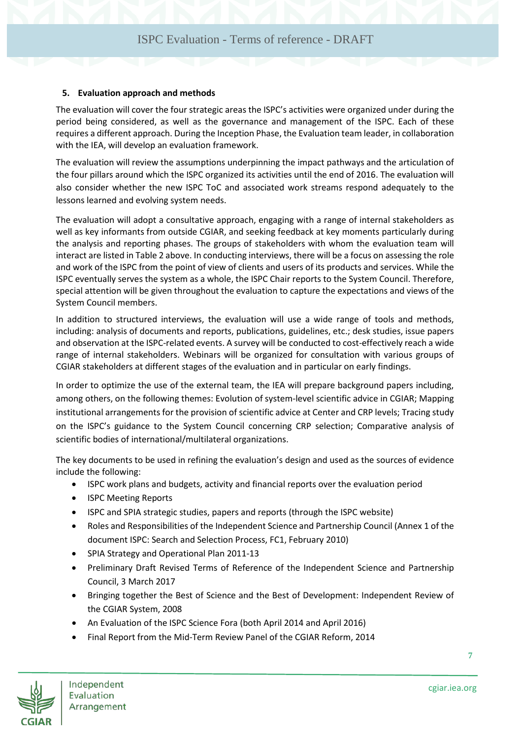## 5. Evaluation approach and methods

The evaluation will cover the four strategic areas the ISPC's activities were organized under during the period being considered, as well as the governance and management of the ISPC. Each of these requires a different approach. During the Inception Phase, the Evaluation team leader, in collaboration with the IEA, will develop an evaluation framework.

The evaluation will review the assumptions underpinning the impact pathways and the articulation of the four pillars around which the ISPC organized its activities until the end of 2016. The evaluation will also consider whether the new ISPC ToC and associated work streams respond adequately to the lessons learned and evolving system needs.

The evaluation will adopt a consultative approach, engaging with a range of internal stakeholders as well as key informants from outside CGIAR, and seeking feedback at key moments particularly during the analysis and reporting phases. The groups of stakeholders with whom the evaluation team will interact are listed in Table 2 above. In conducting interviews, there will be a focus on assessing the role and work of the ISPC from the point of view of clients and users of its products and services. While the ISPC eventually serves the system as a whole, the ISPC Chair reports to the System Council. Therefore, special attention will be given throughout the evaluation to capture the expectations and views of the System Council members.

In addition to structured interviews, the evaluation will use a wide range of tools and methods, including: analysis of documents and reports, publications, guidelines, etc.; desk studies, issue papers and observation at the ISPC-related events. A survey will be conducted to cost-effectively reach a wide range of internal stakeholders. Webinars will be organized for consultation with various groups of CGIAR stakeholders at different stages of the evaluation and in particular on early findings.

In order to optimize the use of the external team, the IEA will prepare background papers including, among others, on the following themes: Evolution of system-level scientific advice in CGIAR; Mapping institutional arrangements for the provision of scientific advice at Center and CRP levels; Tracing study on the ISPC's guidance to the System Council concerning CRP selection; Comparative analysis of scientific bodies of international/multilateral organizations.

The key documents to be used in refining the evaluation's design and used as the sources of evidence include the following:

- ISPC work plans and budgets, activity and financial reports over the evaluation period
- ISPC Meeting Reports
- ISPC and SPIA strategic studies, papers and reports (through the ISPC website)
- Roles and Responsibilities of the Independent Science and Partnership Council (Annex 1 of the document ISPC: Search and Selection Process, FC1, February 2010)
- SPIA Strategy and Operational Plan 2011-13
- Preliminary Draft Revised Terms of Reference of the Independent Science and Partnership Council, 3 March 2017
- Bringing together the Best of Science and the Best of Development: Independent Review of the CGIAR System, 2008
- An Evaluation of the ISPC Science Fora (both April 2014 and April 2016)
- Final Report from the Mid-Term Review Panel of the CGIAR Reform, 2014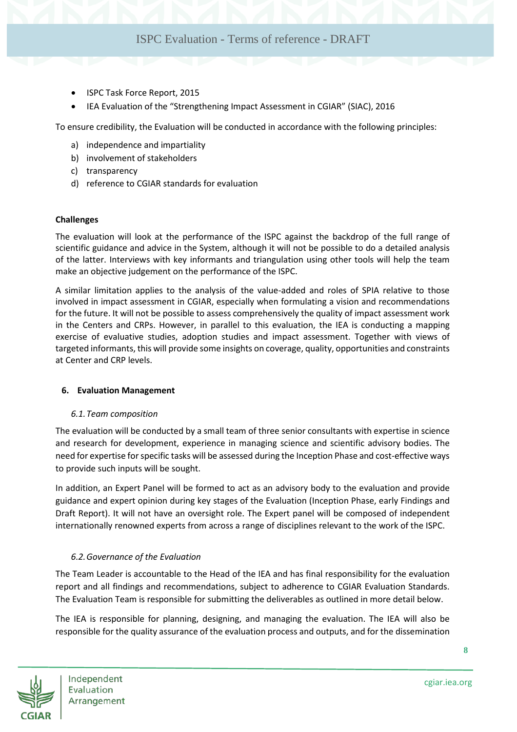- ISPC Task Force Report, 2015
- IEA Evaluation of the “Strengthening Impact Assessment in CGIAR” (SIAC), 2016

To ensure credibility, the Evaluation will be conducted in accordance with the following principles:

a) independence and impartiality
b) involvement of stakeholders
c) transparency
d) reference to CGIAR standards for evaluation

**Challenges**

The evaluation will look at the performance of the ISPC against the backdrop of the full range of scientific guidance and advice in the System, although it will not be possible to do a detailed analysis of the latter. Interviews with key informants and triangulation using other tools will help the team make an objective judgement on the performance of the ISPC.

A similar limitation applies to the analysis of the value-added and roles of SPIA relative to those involved in impact assessment in CGIAR, especially when formulating a vision and recommendations for the future. It will not be possible to assess comprehensively the quality of impact assessment work in the Centers and CRPs. However, in parallel to this evaluation, the IEA is conducting a mapping exercise of evaluative studies, adoption studies and impact assessment. Together with views of targeted informants, this will provide some insights on coverage, quality, opportunities and constraints at Center and CRP levels.

## 6. Evaluation Management

### *6.1. Team composition*

The evaluation will be conducted by a small team of three senior consultants with expertise in science and research for development, experience in managing science and scientific advisory bodies. The need for expertise for specific tasks will be assessed during the Inception Phase and cost-effective ways to provide such inputs will be sought.

In addition, an Expert Panel will be formed to act as an advisory body to the evaluation and provide guidance and expert opinion during key stages of the Evaluation (Inception Phase, early Findings and Draft Report). It will not have an oversight role. The Expert panel will be composed of independent internationally renowned experts from across a range of disciplines relevant to the work of the ISPC.

### *6.2. Governance of the Evaluation*

The Team Leader is accountable to the Head of the IEA and has final responsibility for the evaluation report and all findings and recommendations, subject to adherence to CGIAR Evaluation Standards. The Evaluation Team is responsible for submitting the deliverables as outlined in more detail below.

The IEA is responsible for planning, designing, and managing the evaluation. The IEA will also be responsible for the quality assurance of the evaluation process and outputs, and for the dissemination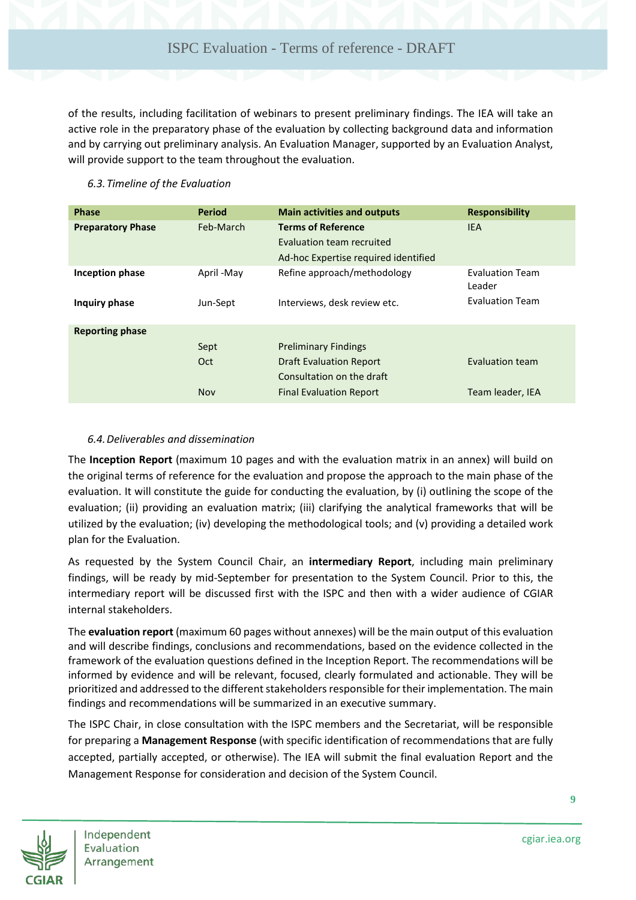of the results, including facilitation of webinars to present preliminary findings. The IEA will take an active role in the preparatory phase of the evaluation by collecting background data and information and by carrying out preliminary analysis. An Evaluation Manager, supported by an Evaluation Analyst, will provide support to the team throughout the evaluation.

### *6.3. Timeline of the Evaluation*

| Phase | Period | Main activities and outputs | Responsibility |
|---|---|---|---|
| **Preparatory Phase** | Feb-March | **Terms of Reference** | IEA |
| | | Evaluation team recruited | |
| | | Ad-hoc Expertise required identified | |
| **Inception phase** | April -May | Refine approach/methodology | Evaluation Team Leader |
| **Inquiry phase** | Jun-Sept | Interviews, desk review etc. | Evaluation Team |
| **Reporting phase** | | | |
| | Sept | Preliminary Findings | |
| | Oct | Draft Evaluation Report | Evaluation team |
| | | Consultation on the draft | |
| | Nov | Final Evaluation Report | Team leader, IEA |

### *6.4. Deliverables and dissemination*

The **Inception Report** (maximum 10 pages and with the evaluation matrix in an annex) will build on the original terms of reference for the evaluation and propose the approach to the main phase of the evaluation. It will constitute the guide for conducting the evaluation, by (i) outlining the scope of the evaluation; (ii) providing an evaluation matrix; (iii) clarifying the analytical frameworks that will be utilized by the evaluation; (iv) developing the methodological tools; and (v) providing a detailed work plan for the Evaluation.

As requested by the System Council Chair, an **intermediary Report**, including main preliminary findings, will be ready by mid-September for presentation to the System Council. Prior to this, the intermediary report will be discussed first with the ISPC and then with a wider audience of CGIAR internal stakeholders.

The **evaluation report** (maximum 60 pages without annexes) will be the main output of this evaluation and will describe findings, conclusions and recommendations, based on the evidence collected in the framework of the evaluation questions defined in the Inception Report. The recommendations will be informed by evidence and will be relevant, focused, clearly formulated and actionable. They will be prioritized and addressed to the different stakeholders responsible for their implementation. The main findings and recommendations will be summarized in an executive summary.

The ISPC Chair, in close consultation with the ISPC members and the Secretariat, will be responsible for preparing a **Management Response** (with specific identification of recommendations that are fully accepted, partially accepted, or otherwise). The IEA will submit the final evaluation Report and the Management Response for consideration and decision of the System Council.